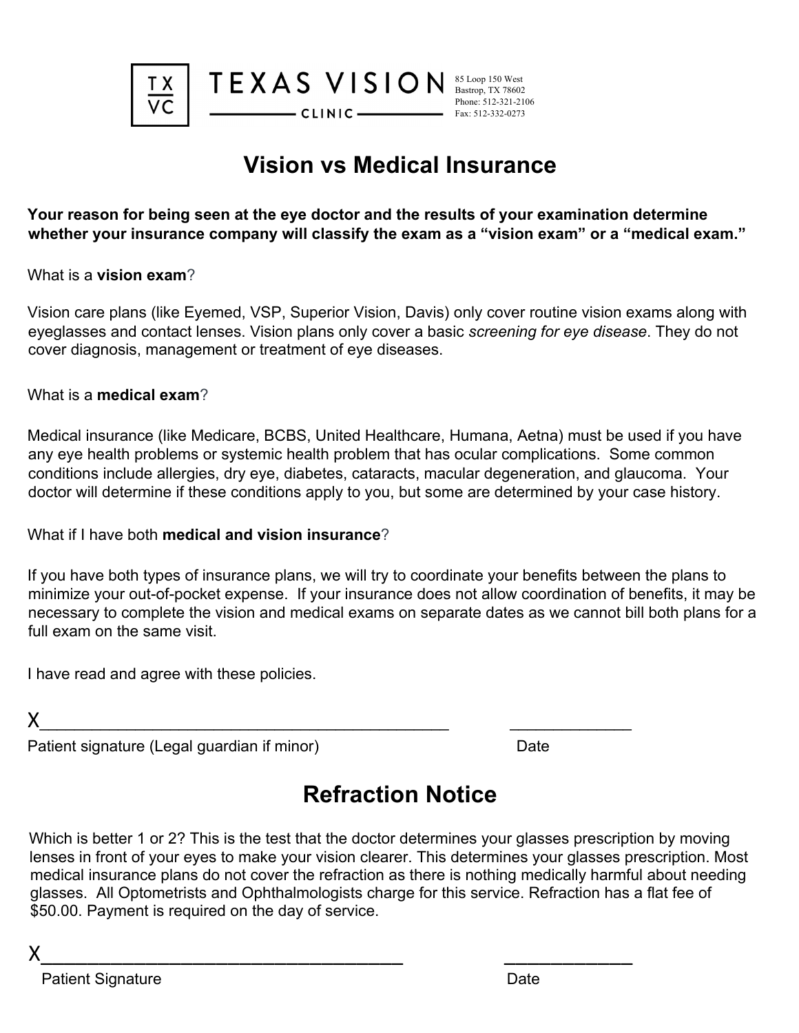TX VC **TEXAS VISION CLINIC**

85 Loop 150 West
Bastrop, TX 78602
Phone: 512-321-2106
Fax: 512-332-0273

# Vision vs Medical Insurance

**Your reason for being seen at the eye doctor and the results of your examination determine whether your insurance company will classify the exam as a "vision exam" or a "medical exam."**

What is a **vision exam**?

Vision care plans (like Eyemed, VSP, Superior Vision, Davis) only cover routine vision exams along with eyeglasses and contact lenses. Vision plans only cover a basic *screening for eye disease*. They do not cover diagnosis, management or treatment of eye diseases.

What is a **medical exam**?

Medical insurance (like Medicare, BCBS, United Healthcare, Humana, Aetna) must be used if you have any eye health problems or systemic health problem that has ocular complications. Some common conditions include allergies, dry eye, diabetes, cataracts, macular degeneration, and glaucoma. Your doctor will determine if these conditions apply to you, but some are determined by your case history.

What if I have both **medical and vision insurance**?

If you have both types of insurance plans, we will try to coordinate your benefits between the plans to minimize your out-of-pocket expense. If your insurance does not allow coordination of benefits, it may be necessary to complete the vision and medical exams on separate dates as we cannot bill both plans for a full exam on the same visit.

I have read and agree with these policies.

X_____________________________________________ _____________

Patient signature (Legal guardian if minor) Date

# Refraction Notice

Which is better 1 or 2? This is the test that the doctor determines your glasses prescription by moving lenses in front of your eyes to make your vision clearer. This determines your glasses prescription. Most medical insurance plans do not cover the refraction as there is nothing medically harmful about needing glasses. All Optometrists and Ophthalmologists charge for this service. Refraction has a flat fee of $50.00. Payment is required on the day of service.

X_____________________________________ _____________

Patient Signature Date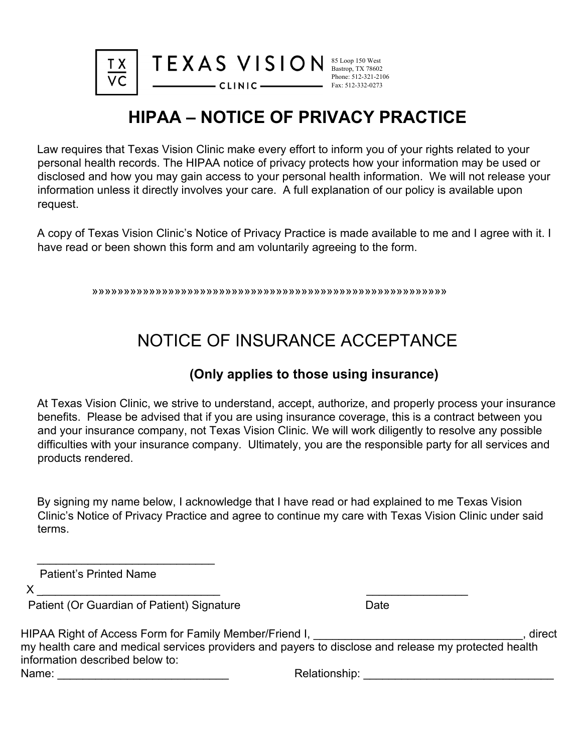TX VC **TEXAS VISION CLINIC**

85 Loop 150 West
Bastrop, TX 78602
Phone: 512-321-2106
Fax: 512-332-0273

# HIPAA – NOTICE OF PRIVACY PRACTICE

Law requires that Texas Vision Clinic make every effort to inform you of your rights related to your personal health records. The HIPAA notice of privacy protects how your information may be used or disclosed and how you may gain access to your personal health information. We will not release your information unless it directly involves your care. A full explanation of our policy is available upon request.

A copy of Texas Vision Clinic's Notice of Privacy Practice is made available to me and I agree with it. I have read or been shown this form and am voluntarily agreeing to the form.

»»»»»»»»»»»»»»»»»»»»»»»»»»»»»»»»»»»»»»»»»»»»»»»»»»»»»»»»»»»»

# NOTICE OF INSURANCE ACCEPTANCE

### (Only applies to those using insurance)

At Texas Vision Clinic, we strive to understand, accept, authorize, and properly process your insurance benefits. Please be advised that if you are using insurance coverage, this is a contract between you and your insurance company, not Texas Vision Clinic. We will work diligently to resolve any possible difficulties with your insurance company. Ultimately, you are the responsible party for all services and products rendered.

By signing my name below, I acknowledge that I have read or had explained to me Texas Vision Clinic's Notice of Privacy Practice and agree to continue my care with Texas Vision Clinic under said terms.

____________________________
Patient's Printed Name

X ____________________________ ________________
Patient (Or Guardian of Patient) Signature Date

HIPAA Right of Access Form for Family Member/Friend I, _________________________________, direct my health care and medical services providers and payers to disclose and release my protected health information described below to:

Name: ___________________________ Relationship: ______________________________